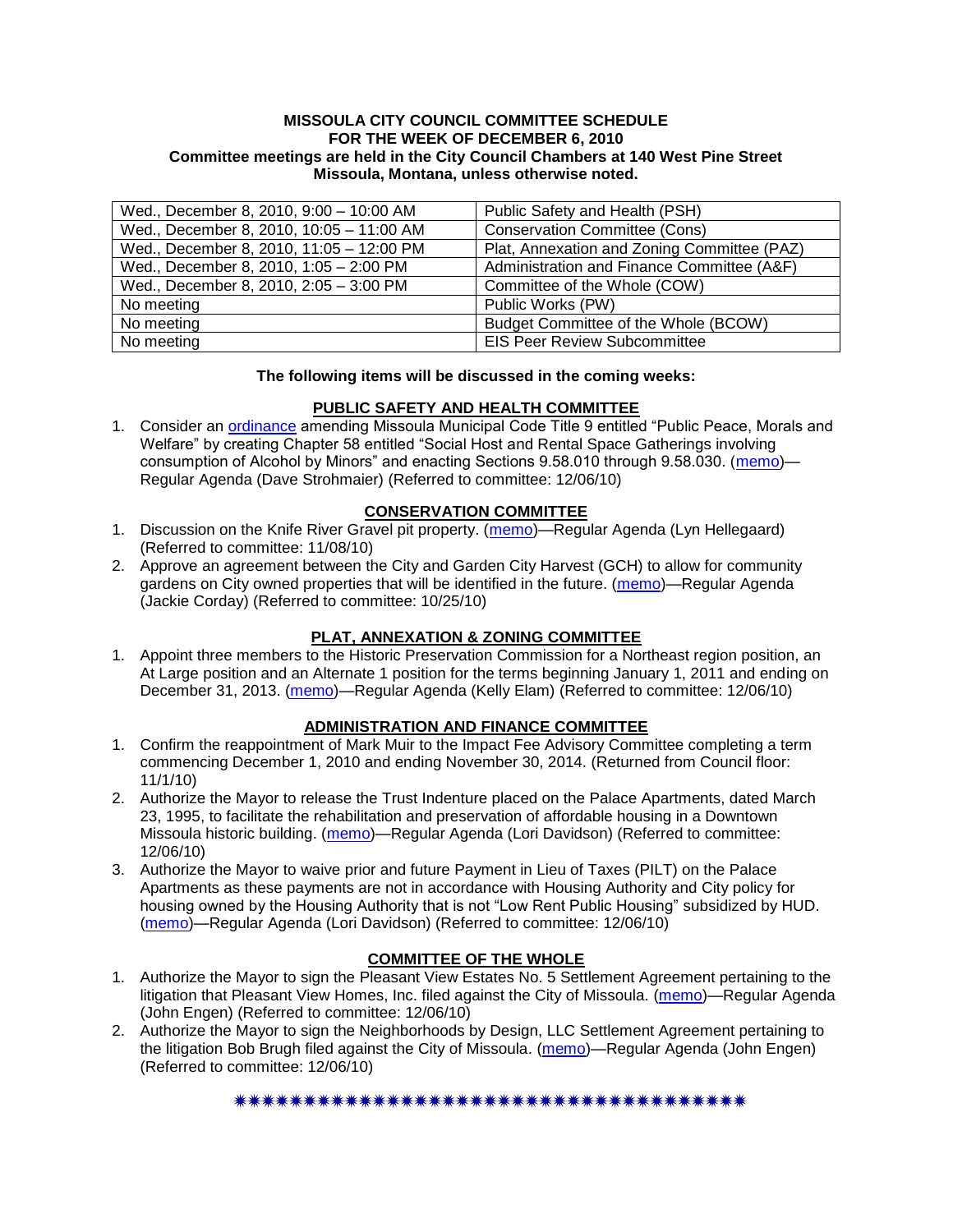**MISSOULA CITY COUNCIL COMMITTEE SCHEDULE**
**FOR THE WEEK OF DECEMBER 6, 2010**
**Committee meetings are held in the City Council Chambers at 140 West Pine Street**
**Missoula, Montana, unless otherwise noted.**

| Wed., December 8, 2010, 9:00 – 10:00 AM | Public Safety and Health (PSH) |
|---|---|
| Wed., December 8, 2010, 10:05 – 11:00 AM | Conservation Committee (Cons) |
| Wed., December 8, 2010, 11:05 – 12:00 PM | Plat, Annexation and Zoning Committee (PAZ) |
| Wed., December 8, 2010, 1:05 – 2:00 PM | Administration and Finance Committee (A&F) |
| Wed., December 8, 2010, 2:05 – 3:00 PM | Committee of the Whole (COW) |
| No meeting | Public Works (PW) |
| No meeting | Budget Committee of the Whole (BCOW) |
| No meeting | EIS Peer Review Subcommittee |

**The following items will be discussed in the coming weeks:**

## PUBLIC SAFETY AND HEALTH COMMITTEE

1. Consider an ordinance amending Missoula Municipal Code Title 9 entitled "Public Peace, Morals and Welfare" by creating Chapter 58 entitled "Social Host and Rental Space Gatherings involving consumption of Alcohol by Minors" and enacting Sections 9.58.010 through 9.58.030. (memo)—Regular Agenda (Dave Strohmaier) (Referred to committee: 12/06/10)

## CONSERVATION COMMITTEE

1. Discussion on the Knife River Gravel pit property. (memo)—Regular Agenda (Lyn Hellegaard) (Referred to committee: 11/08/10)
2. Approve an agreement between the City and Garden City Harvest (GCH) to allow for community gardens on City owned properties that will be identified in the future. (memo)—Regular Agenda (Jackie Corday) (Referred to committee: 10/25/10)

## PLAT, ANNEXATION & ZONING COMMITTEE

1. Appoint three members to the Historic Preservation Commission for a Northeast region position, an At Large position and an Alternate 1 position for the terms beginning January 1, 2011 and ending on December 31, 2013. (memo)—Regular Agenda (Kelly Elam) (Referred to committee: 12/06/10)

## ADMINISTRATION AND FINANCE COMMITTEE

1. Confirm the reappointment of Mark Muir to the Impact Fee Advisory Committee completing a term commencing December 1, 2010 and ending November 30, 2014. (Returned from Council floor: 11/1/10)
2. Authorize the Mayor to release the Trust Indenture placed on the Palace Apartments, dated March 23, 1995, to facilitate the rehabilitation and preservation of affordable housing in a Downtown Missoula historic building. (memo)—Regular Agenda (Lori Davidson) (Referred to committee: 12/06/10)
3. Authorize the Mayor to waive prior and future Payment in Lieu of Taxes (PILT) on the Palace Apartments as these payments are not in accordance with Housing Authority and City policy for housing owned by the Housing Authority that is not "Low Rent Public Housing" subsidized by HUD. (memo)—Regular Agenda (Lori Davidson) (Referred to committee: 12/06/10)

## COMMITTEE OF THE WHOLE

1. Authorize the Mayor to sign the Pleasant View Estates No. 5 Settlement Agreement pertaining to the litigation that Pleasant View Homes, Inc. filed against the City of Missoula. (memo)—Regular Agenda (John Engen) (Referred to committee: 12/06/10)
2. Authorize the Mayor to sign the Neighborhoods by Design, LLC Settlement Agreement pertaining to the litigation Bob Brugh filed against the City of Missoula. (memo)—Regular Agenda (John Engen) (Referred to committee: 12/06/10)

✷✷✷✷✷✷✷✷✷✷✷✷✷✷✷✷✷✷✷✷✷✷✷✷✷✷✷✷✷✷✷✷✷✷✷✷✷✷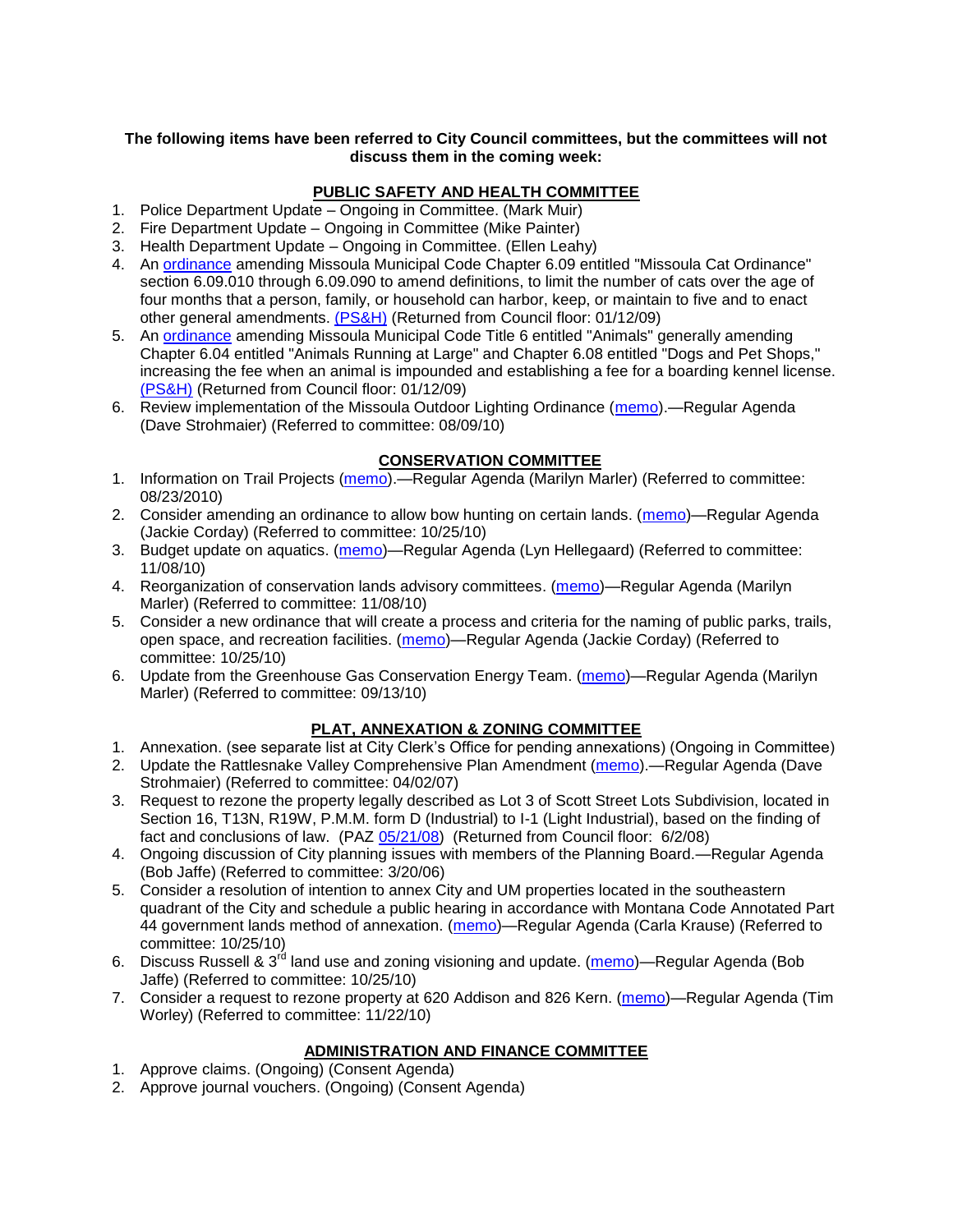**The following items have been referred to City Council committees, but the committees will not discuss them in the coming week:**

## PUBLIC SAFETY AND HEALTH COMMITTEE

1. Police Department Update – Ongoing in Committee. (Mark Muir)
2. Fire Department Update – Ongoing in Committee (Mike Painter)
3. Health Department Update – Ongoing in Committee. (Ellen Leahy)
4. An ordinance amending Missoula Municipal Code Chapter 6.09 entitled "Missoula Cat Ordinance" section 6.09.010 through 6.09.090 to amend definitions, to limit the number of cats over the age of four months that a person, family, or household can harbor, keep, or maintain to five and to enact other general amendments. (PS&H) (Returned from Council floor: 01/12/09)
5. An ordinance amending Missoula Municipal Code Title 6 entitled "Animals" generally amending Chapter 6.04 entitled "Animals Running at Large" and Chapter 6.08 entitled "Dogs and Pet Shops," increasing the fee when an animal is impounded and establishing a fee for a boarding kennel license. (PS&H) (Returned from Council floor: 01/12/09)
6. Review implementation of the Missoula Outdoor Lighting Ordinance (memo).—Regular Agenda (Dave Strohmaier) (Referred to committee: 08/09/10)

## CONSERVATION COMMITTEE

1. Information on Trail Projects (memo).—Regular Agenda (Marilyn Marler) (Referred to committee: 08/23/2010)
2. Consider amending an ordinance to allow bow hunting on certain lands. (memo)—Regular Agenda (Jackie Corday) (Referred to committee: 10/25/10)
3. Budget update on aquatics. (memo)—Regular Agenda (Lyn Hellegaard) (Referred to committee: 11/08/10)
4. Reorganization of conservation lands advisory committees. (memo)—Regular Agenda (Marilyn Marler) (Referred to committee: 11/08/10)
5. Consider a new ordinance that will create a process and criteria for the naming of public parks, trails, open space, and recreation facilities. (memo)—Regular Agenda (Jackie Corday) (Referred to committee: 10/25/10)
6. Update from the Greenhouse Gas Conservation Energy Team. (memo)—Regular Agenda (Marilyn Marler) (Referred to committee: 09/13/10)

## PLAT, ANNEXATION & ZONING COMMITTEE

1. Annexation. (see separate list at City Clerk's Office for pending annexations) (Ongoing in Committee)
2. Update the Rattlesnake Valley Comprehensive Plan Amendment (memo).—Regular Agenda (Dave Strohmaier) (Referred to committee: 04/02/07)
3. Request to rezone the property legally described as Lot 3 of Scott Street Lots Subdivision, located in Section 16, T13N, R19W, P.M.M. form D (Industrial) to I-1 (Light Industrial), based on the finding of fact and conclusions of law. (PAZ 05/21/08) (Returned from Council floor: 6/2/08)
4. Ongoing discussion of City planning issues with members of the Planning Board.—Regular Agenda (Bob Jaffe) (Referred to committee: 3/20/06)
5. Consider a resolution of intention to annex City and UM properties located in the southeastern quadrant of the City and schedule a public hearing in accordance with Montana Code Annotated Part 44 government lands method of annexation. (memo)—Regular Agenda (Carla Krause) (Referred to committee: 10/25/10)
6. Discuss Russell & 3rd land use and zoning visioning and update. (memo)—Regular Agenda (Bob Jaffe) (Referred to committee: 10/25/10)
7. Consider a request to rezone property at 620 Addison and 826 Kern. (memo)—Regular Agenda (Tim Worley) (Referred to committee: 11/22/10)

## ADMINISTRATION AND FINANCE COMMITTEE

1. Approve claims. (Ongoing) (Consent Agenda)
2. Approve journal vouchers. (Ongoing) (Consent Agenda)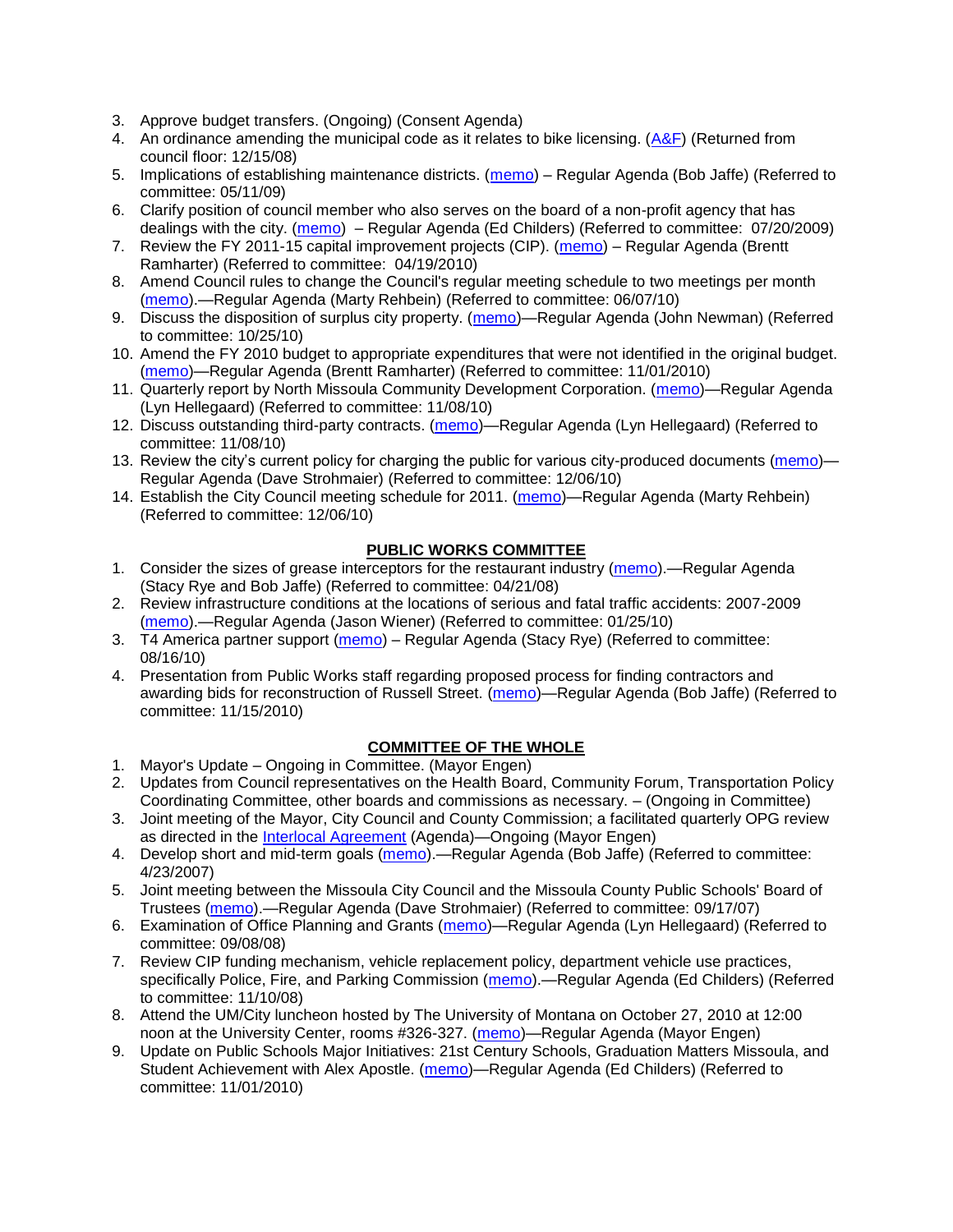3. Approve budget transfers. (Ongoing) (Consent Agenda)
4. An ordinance amending the municipal code as it relates to bike licensing. (A&F) (Returned from council floor: 12/15/08)
5. Implications of establishing maintenance districts. (memo) – Regular Agenda (Bob Jaffe) (Referred to committee: 05/11/09)
6. Clarify position of council member who also serves on the board of a non-profit agency that has dealings with the city. (memo) – Regular Agenda (Ed Childers) (Referred to committee: 07/20/2009)
7. Review the FY 2011-15 capital improvement projects (CIP). (memo) – Regular Agenda (Brentt Ramharter) (Referred to committee: 04/19/2010)
8. Amend Council rules to change the Council's regular meeting schedule to two meetings per month (memo).—Regular Agenda (Marty Rehbein) (Referred to committee: 06/07/10)
9. Discuss the disposition of surplus city property. (memo)—Regular Agenda (John Newman) (Referred to committee: 10/25/10)
10. Amend the FY 2010 budget to appropriate expenditures that were not identified in the original budget. (memo)—Regular Agenda (Brentt Ramharter) (Referred to committee: 11/01/2010)
11. Quarterly report by North Missoula Community Development Corporation. (memo)—Regular Agenda (Lyn Hellegaard) (Referred to committee: 11/08/10)
12. Discuss outstanding third-party contracts. (memo)—Regular Agenda (Lyn Hellegaard) (Referred to committee: 11/08/10)
13. Review the city's current policy for charging the public for various city-produced documents (memo)—Regular Agenda (Dave Strohmaier) (Referred to committee: 12/06/10)
14. Establish the City Council meeting schedule for 2011. (memo)—Regular Agenda (Marty Rehbein) (Referred to committee: 12/06/10)

## PUBLIC WORKS COMMITTEE

1. Consider the sizes of grease interceptors for the restaurant industry (memo).—Regular Agenda (Stacy Rye and Bob Jaffe) (Referred to committee: 04/21/08)
2. Review infrastructure conditions at the locations of serious and fatal traffic accidents: 2007-2009 (memo).—Regular Agenda (Jason Wiener) (Referred to committee: 01/25/10)
3. T4 America partner support (memo) – Regular Agenda (Stacy Rye) (Referred to committee: 08/16/10)
4. Presentation from Public Works staff regarding proposed process for finding contractors and awarding bids for reconstruction of Russell Street. (memo)—Regular Agenda (Bob Jaffe) (Referred to committee: 11/15/2010)

## COMMITTEE OF THE WHOLE

1. Mayor's Update – Ongoing in Committee. (Mayor Engen)
2. Updates from Council representatives on the Health Board, Community Forum, Transportation Policy Coordinating Committee, other boards and commissions as necessary. – (Ongoing in Committee)
3. Joint meeting of the Mayor, City Council and County Commission; a facilitated quarterly OPG review as directed in the Interlocal Agreement (Agenda)—Ongoing (Mayor Engen)
4. Develop short and mid-term goals (memo).—Regular Agenda (Bob Jaffe) (Referred to committee: 4/23/2007)
5. Joint meeting between the Missoula City Council and the Missoula County Public Schools' Board of Trustees (memo).—Regular Agenda (Dave Strohmaier) (Referred to committee: 09/17/07)
6. Examination of Office Planning and Grants (memo)—Regular Agenda (Lyn Hellegaard) (Referred to committee: 09/08/08)
7. Review CIP funding mechanism, vehicle replacement policy, department vehicle use practices, specifically Police, Fire, and Parking Commission (memo).—Regular Agenda (Ed Childers) (Referred to committee: 11/10/08)
8. Attend the UM/City luncheon hosted by The University of Montana on October 27, 2010 at 12:00 noon at the University Center, rooms #326-327. (memo)—Regular Agenda (Mayor Engen)
9. Update on Public Schools Major Initiatives: 21st Century Schools, Graduation Matters Missoula, and Student Achievement with Alex Apostle. (memo)—Regular Agenda (Ed Childers) (Referred to committee: 11/01/2010)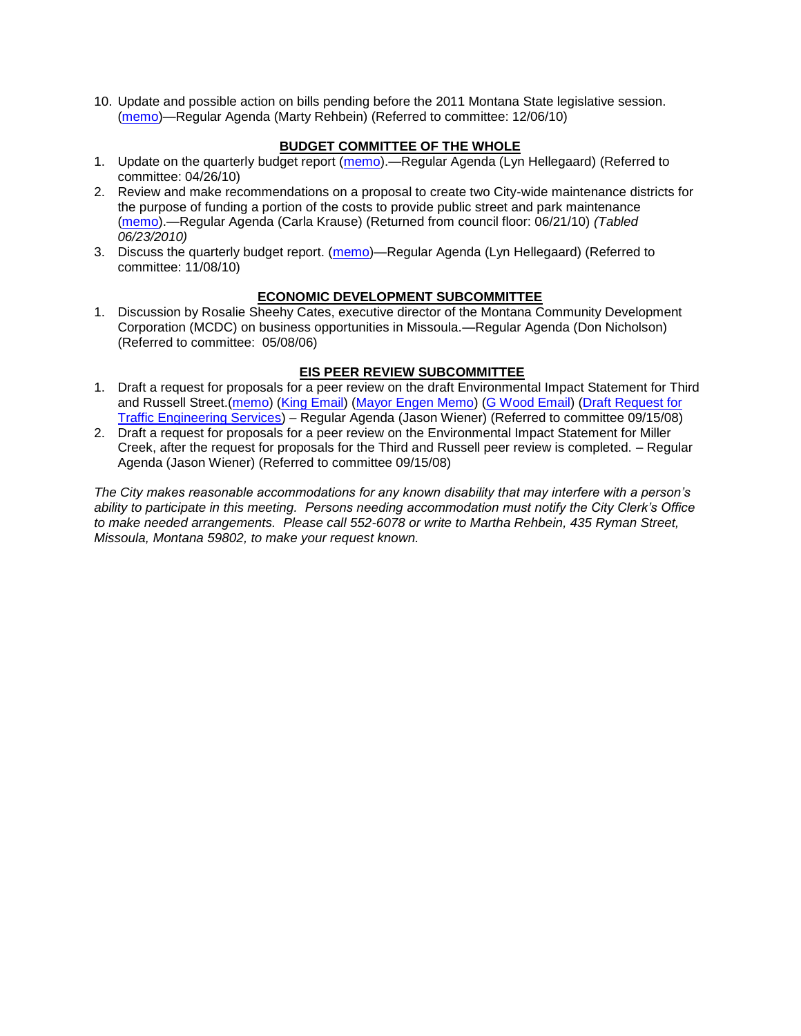10. Update and possible action on bills pending before the 2011 Montana State legislative session. (memo)—Regular Agenda (Marty Rehbein) (Referred to committee: 12/06/10)

**BUDGET COMMITTEE OF THE WHOLE**

1. Update on the quarterly budget report (memo).—Regular Agenda (Lyn Hellegaard) (Referred to committee: 04/26/10)
2. Review and make recommendations on a proposal to create two City-wide maintenance districts for the purpose of funding a portion of the costs to provide public street and park maintenance (memo).—Regular Agenda (Carla Krause) (Returned from council floor: 06/21/10) *(Tabled 06/23/2010)*
3. Discuss the quarterly budget report. (memo)—Regular Agenda (Lyn Hellegaard) (Referred to committee: 11/08/10)

**ECONOMIC DEVELOPMENT SUBCOMMITTEE**

1. Discussion by Rosalie Sheehy Cates, executive director of the Montana Community Development Corporation (MCDC) on business opportunities in Missoula.—Regular Agenda (Don Nicholson) (Referred to committee: 05/08/06)

**EIS PEER REVIEW SUBCOMMITTEE**

1. Draft a request for proposals for a peer review on the draft Environmental Impact Statement for Third and Russell Street.(memo) (King Email) (Mayor Engen Memo) (G Wood Email) (Draft Request for Traffic Engineering Services) – Regular Agenda (Jason Wiener) (Referred to committee 09/15/08)
2. Draft a request for proposals for a peer review on the Environmental Impact Statement for Miller Creek, after the request for proposals for the Third and Russell peer review is completed. – Regular Agenda (Jason Wiener) (Referred to committee 09/15/08)

*The City makes reasonable accommodations for any known disability that may interfere with a person's ability to participate in this meeting. Persons needing accommodation must notify the City Clerk's Office to make needed arrangements. Please call 552-6078 or write to Martha Rehbein, 435 Ryman Street, Missoula, Montana 59802, to make your request known.*